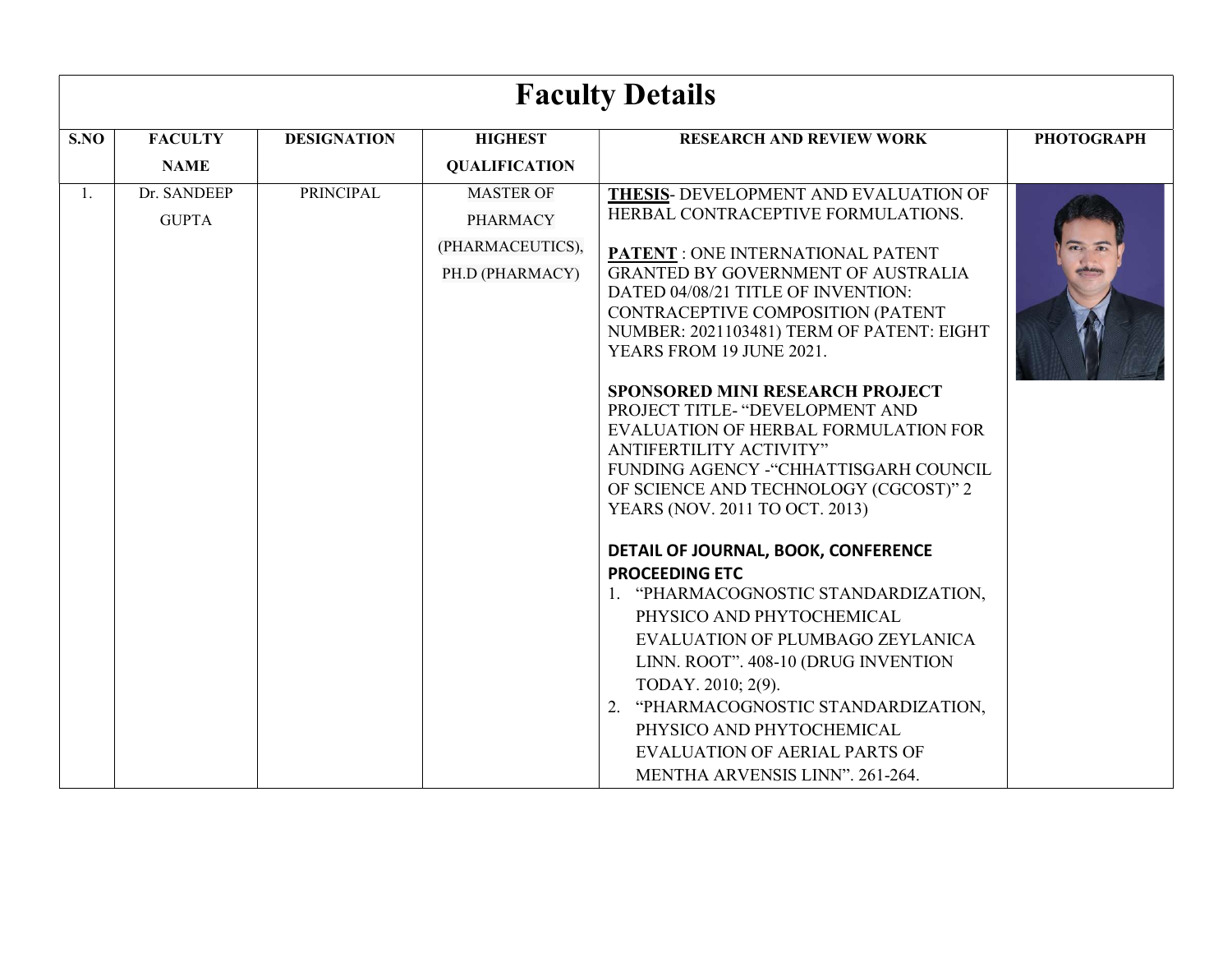# Faculty Details

| S.NO | FACULTY NAME | DESIGNATION | HIGHEST QUALIFICATION | RESEARCH AND REVIEW WORK | PHOTOGRAPH |
|---|---|---|---|---|---|
| 1. | Dr. SANDEEP GUPTA | PRINCIPAL | MASTER OF PHARMACY (PHARMACEUTICS), PH.D (PHARMACY) | **THESIS**- DEVELOPMENT AND EVALUATION OF HERBAL CONTRACEPTIVE FORMULATIONS.<br><br>**PATENT** : ONE INTERNATIONAL PATENT GRANTED BY GOVERNMENT OF AUSTRALIA DATED 04/08/21 TITLE OF INVENTION: CONTRACEPTIVE COMPOSITION (PATENT NUMBER: 2021103481) TERM OF PATENT: EIGHT YEARS FROM 19 JUNE 2021.<br><br>**SPONSORED MINI RESEARCH PROJECT**<br>PROJECT TITLE- "DEVELOPMENT AND EVALUATION OF HERBAL FORMULATION FOR ANTIFERTILITY ACTIVITY"<br>FUNDING AGENCY -"CHHATTISGARH COUNCIL OF SCIENCE AND TECHNOLOGY (CGCOST)" 2 YEARS (NOV. 2011 TO OCT. 2013)<br><br>**DETAIL OF JOURNAL, BOOK, CONFERENCE PROCEEDING ETC**<br>1. "PHARMACOGNOSTIC STANDARDIZATION, PHYSICO AND PHYTOCHEMICAL EVALUATION OF PLUMBAGO ZEYLANICA LINN. ROOT". 408-10 (DRUG INVENTION TODAY. 2010; 2(9).<br>2. "PHARMACOGNOSTIC STANDARDIZATION, PHYSICO AND PHYTOCHEMICAL EVALUATION OF AERIAL PARTS OF MENTHA ARVENSIS LINN". 261-264. | |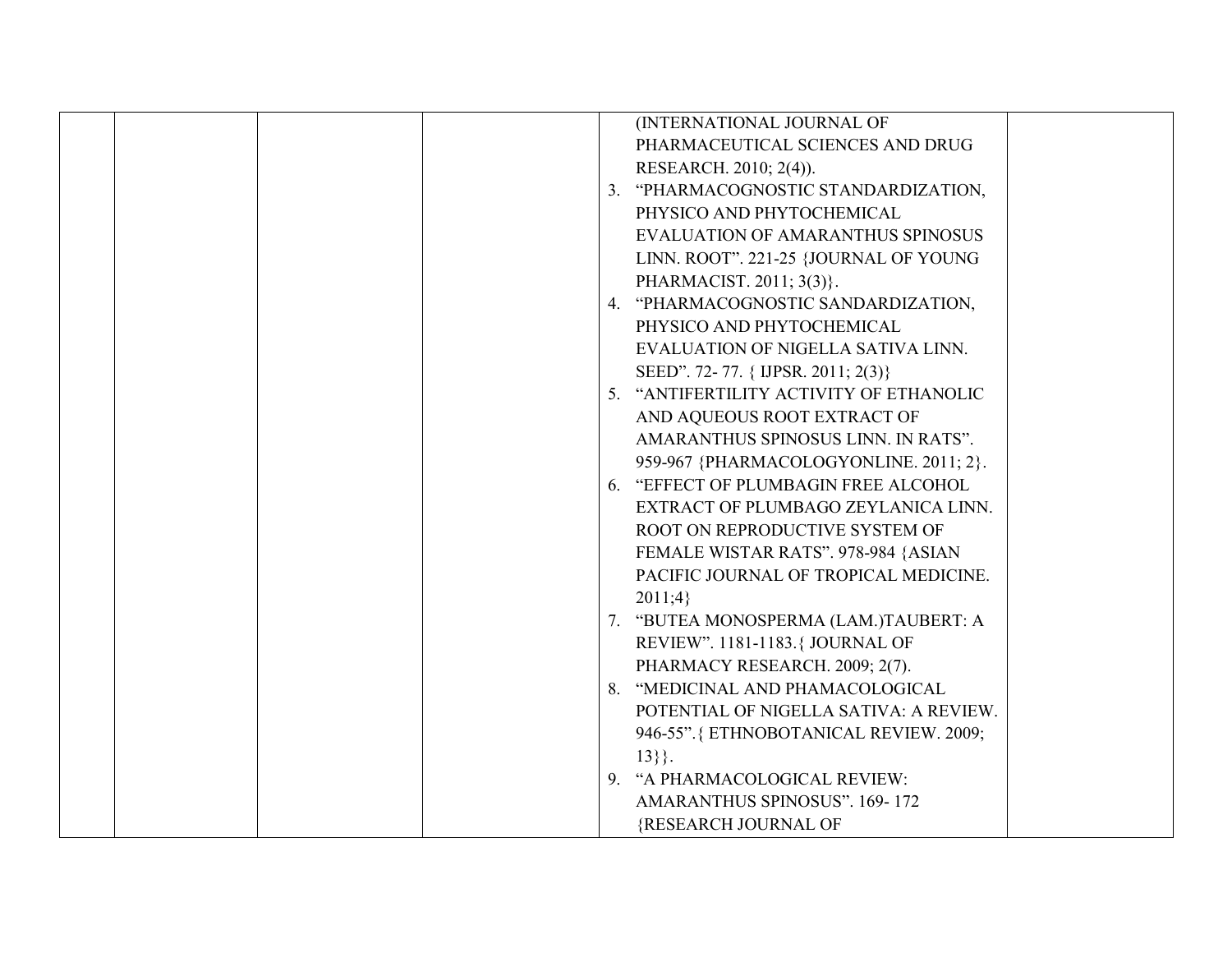|  |  |  |  | (INTERNATIONAL JOURNAL OF PHARMACEUTICAL SCIENCES AND DRUG RESEARCH. 2010; 2(4)).<br>3. "PHARMACOGNOSTIC STANDARDIZATION, PHYSICO AND PHYTOCHEMICAL EVALUATION OF AMARANTHUS SPINOSUS LINN. ROOT". 221-25 {JOURNAL OF YOUNG PHARMACIST. 2011; 3(3)}.<br>4. "PHARMACOGNOSTIC SANDARDIZATION, PHYSICO AND PHYTOCHEMICAL EVALUATION OF NIGELLA SATIVA LINN. SEED". 72- 77. { IJPSR. 2011; 2(3)}<br>5. "ANTIFERTILITY ACTIVITY OF ETHANOLIC AND AQUEOUS ROOT EXTRACT OF AMARANTHUS SPINOSUS LINN. IN RATS". 959-967 {PHARMACOLOGYONLINE. 2011; 2}.<br>6. "EFFECT OF PLUMBAGIN FREE ALCOHOL EXTRACT OF PLUMBAGO ZEYLANICA LINN. ROOT ON REPRODUCTIVE SYSTEM OF FEMALE WISTAR RATS". 978-984 {ASIAN PACIFIC JOURNAL OF TROPICAL MEDICINE. 2011;4}<br>7. "BUTEA MONOSPERMA (LAM.)TAUBERT: A REVIEW". 1181-1183.{ JOURNAL OF PHARMACY RESEARCH. 2009; 2(7).<br>8. "MEDICINAL AND PHAMACOLOGICAL POTENTIAL OF NIGELLA SATIVA: A REVIEW. 946-55".{ ETHNOBOTANICAL REVIEW. 2009; 13}}.<br>9. "A PHARMACOLOGICAL REVIEW: AMARANTHUS SPINOSUS". 169- 172 {RESEARCH JOURNAL OF |  |
|---|---|---|---|---|---|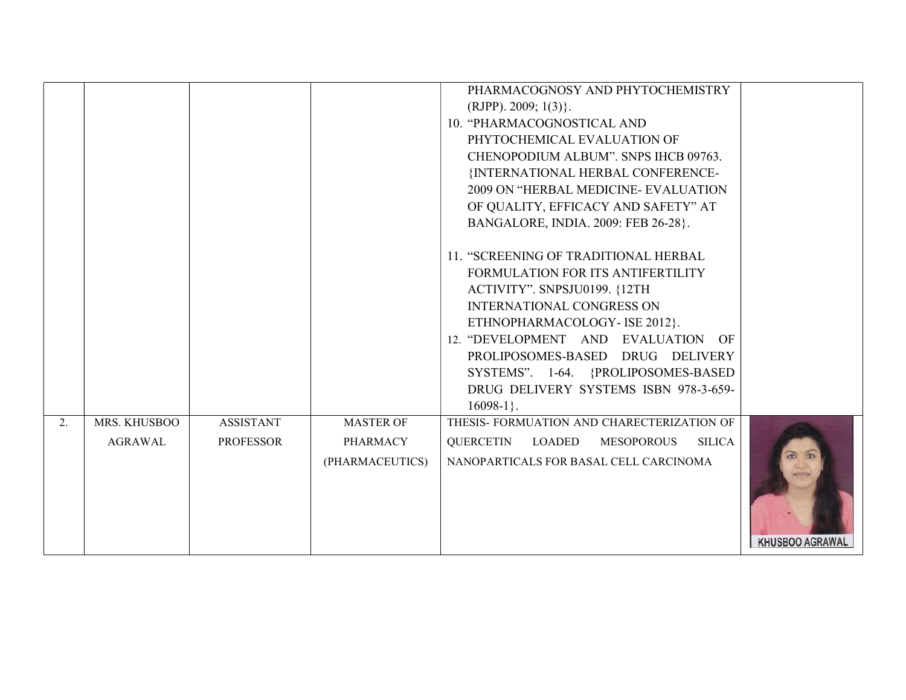| | | | | | |
|---|---|---|---|---|---|
| | | | | PHARMACOGNOSY AND PHYTOCHEMISTRY (RJPP). 2009; 1(3)}.<br>10. "PHARMACOGNOSTICAL AND PHYTOCHEMICAL EVALUATION OF CHENOPODIUM ALBUM". SNPS IHCB 09763. {INTERNATIONAL HERBAL CONFERENCE-2009 ON "HERBAL MEDICINE- EVALUATION OF QUALITY, EFFICACY AND SAFETY" AT BANGALORE, INDIA. 2009: FEB 26-28}.<br>11. "SCREENING OF TRADITIONAL HERBAL FORMULATION FOR ITS ANTIFERTILITY ACTIVITY". SNPSJU0199. {12TH INTERNATIONAL CONGRESS ON ETHNOPHARMACOLOGY- ISE 2012}.<br>12. "DEVELOPMENT AND EVALUATION OF PROLIPOSOMES-BASED DRUG DELIVERY SYSTEMS". 1-64. {PROLIPOSOMES-BASED DRUG DELIVERY SYSTEMS ISBN 978-3-659-16098-1}. | |
| 2. | MRS. KHUSBOO AGRAWAL | ASSISTANT PROFESSOR | MASTER OF PHARMACY (PHARMACEUTICS) | THESIS- FORMUATION AND CHARECTERIZATION OF QUERCETIN LOADED MESOPOROUS SILICA NANOPARTICALS FOR BASAL CELL CARCINOMA | KHUSBOO AGRAWAL |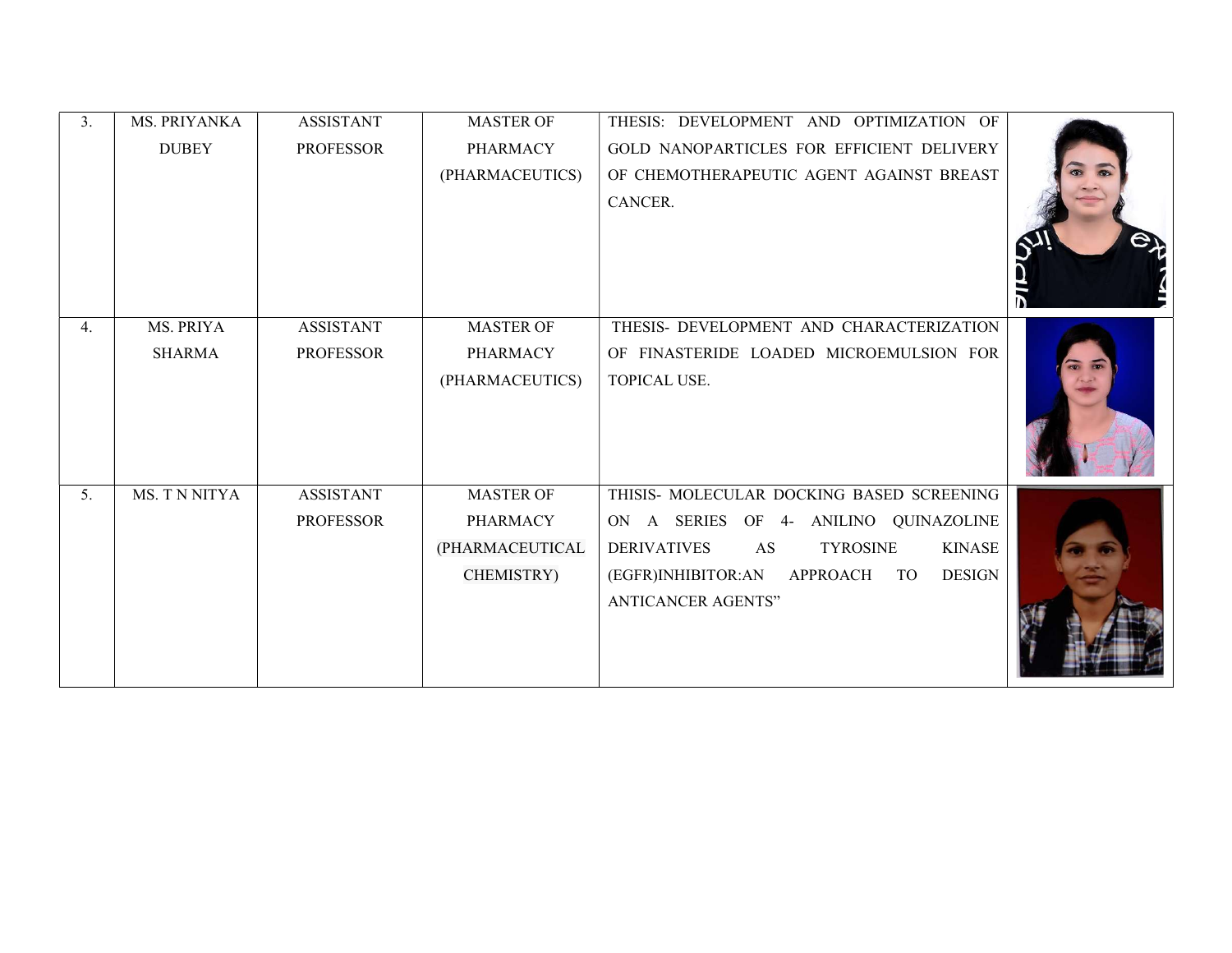| | | | | | |
|---|---|---|---|---|---|
| 3. | MS. PRIYANKA DUBEY | ASSISTANT PROFESSOR | MASTER OF PHARMACY (PHARMACEUTICS) | THESIS: DEVELOPMENT AND OPTIMIZATION OF GOLD NANOPARTICLES FOR EFFICIENT DELIVERY OF CHEMOTHERAPEUTIC AGENT AGAINST BREAST CANCER. | |
| 4. | MS. PRIYA SHARMA | ASSISTANT PROFESSOR | MASTER OF PHARMACY (PHARMACEUTICS) | THESIS- DEVELOPMENT AND CHARACTERIZATION OF FINASTERIDE LOADED MICROEMULSION FOR TOPICAL USE. | |
| 5. | MS. T N NITYA | ASSISTANT PROFESSOR | MASTER OF PHARMACY (PHARMACEUTICAL CHEMISTRY) | THISIS- MOLECULAR DOCKING BASED SCREENING ON A SERIES OF 4- ANILINO QUINAZOLINE DERIVATIVES AS TYROSINE KINASE (EGFR)INHIBITOR:AN APPROACH TO DESIGN ANTICANCER AGENTS" | |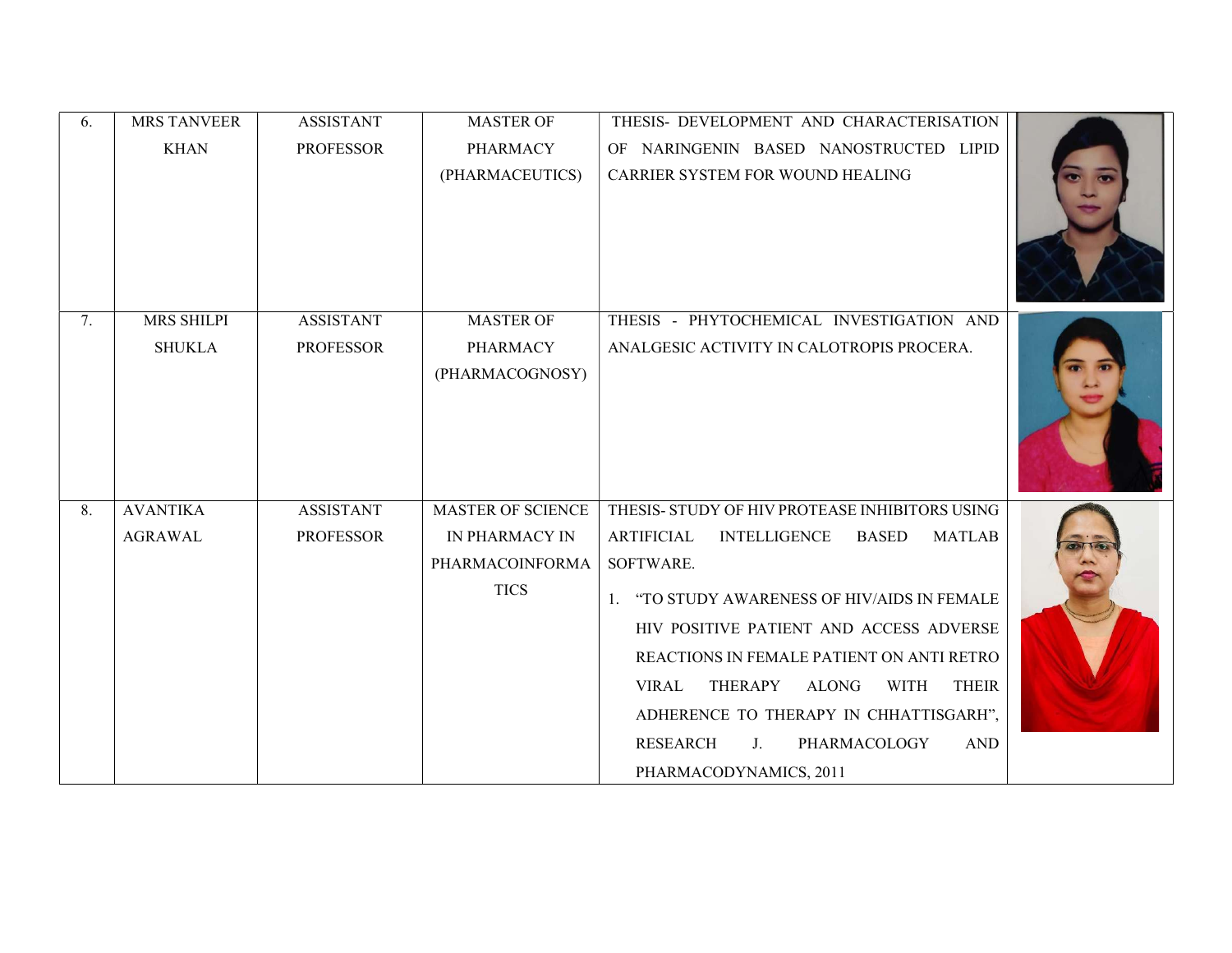| 6. | MRS TANVEER KHAN | ASSISTANT PROFESSOR | MASTER OF PHARMACY (PHARMACEUTICS) | THESIS- DEVELOPMENT AND CHARACTERISATION OF NARINGENIN BASED NANOSTRUCTED LIPID CARRIER SYSTEM FOR WOUND HEALING | |
|---|---|---|---|---|---|
| 7. | MRS SHILPI SHUKLA | ASSISTANT PROFESSOR | MASTER OF PHARMACY (PHARMACOGNOSY) | THESIS - PHYTOCHEMICAL INVESTIGATION AND ANALGESIC ACTIVITY IN CALOTROPIS PROCERA. | |
| 8. | AVANTIKA AGRAWAL | ASSISTANT PROFESSOR | MASTER OF SCIENCE IN PHARMACY IN PHARMACOINFORMATICS | THESIS- STUDY OF HIV PROTEASE INHIBITORS USING ARTIFICIAL INTELLIGENCE BASED MATLAB SOFTWARE.<br>1. "TO STUDY AWARENESS OF HIV/AIDS IN FEMALE HIV POSITIVE PATIENT AND ACCESS ADVERSE REACTIONS IN FEMALE PATIENT ON ANTI RETRO VIRAL THERAPY ALONG WITH THEIR ADHERENCE TO THERAPY IN CHHATTISGARH", RESEARCH J. PHARMACOLOGY AND PHARMACODYNAMICS, 2011 | |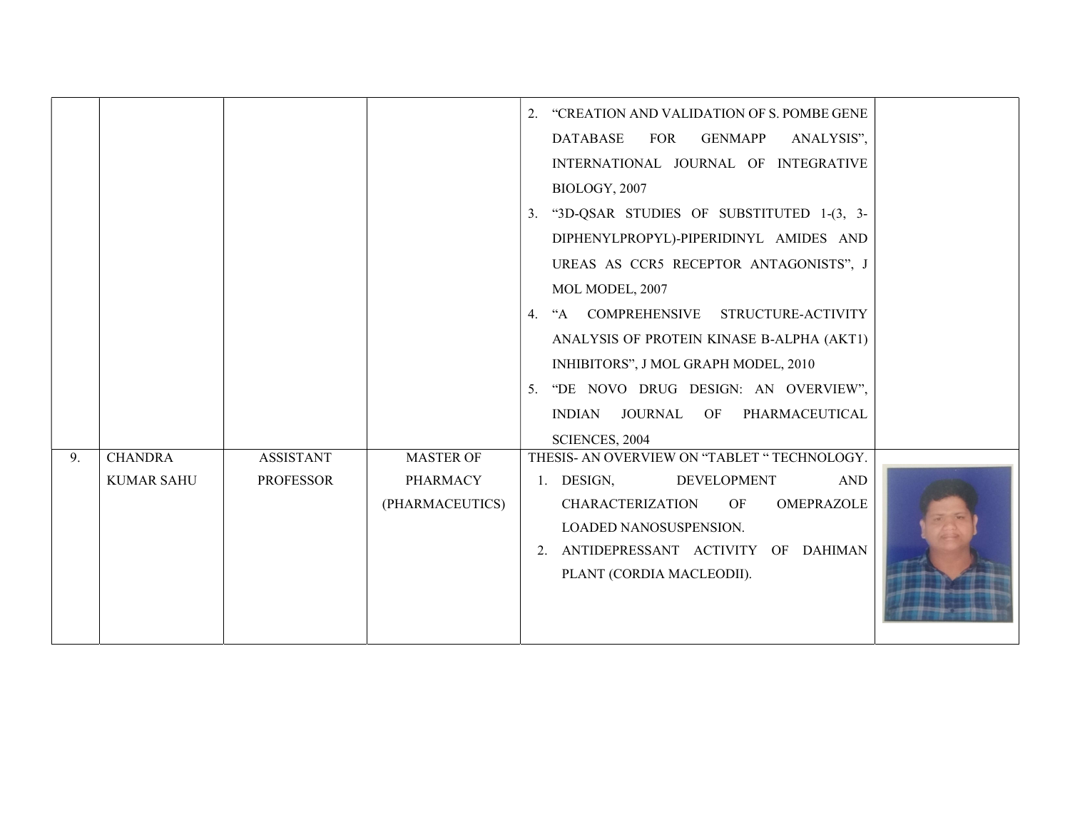| | | | | | |
|---|---|---|---|---|---|
| | | | | 2. "CREATION AND VALIDATION OF S. POMBE GENE DATABASE FOR GENMAPP ANALYSIS", INTERNATIONAL JOURNAL OF INTEGRATIVE BIOLOGY, 2007<br>3. "3D-QSAR STUDIES OF SUBSTITUTED 1-(3, 3-DIPHENYLPROPYL)-PIPERIDINYL AMIDES AND UREAS AS CCR5 RECEPTOR ANTAGONISTS", J MOL MODEL, 2007<br>4. "A COMPREHENSIVE STRUCTURE-ACTIVITY ANALYSIS OF PROTEIN KINASE B-ALPHA (AKT1) INHIBITORS", J MOL GRAPH MODEL, 2010<br>5. "DE NOVO DRUG DESIGN: AN OVERVIEW", INDIAN JOURNAL OF PHARMACEUTICAL SCIENCES, 2004 | |
| 9. | CHANDRA KUMAR SAHU | ASSISTANT PROFESSOR | MASTER OF PHARMACY (PHARMACEUTICS) | THESIS- AN OVERVIEW ON "TABLET " TECHNOLOGY.<br>1. DESIGN, DEVELOPMENT AND CHARACTERIZATION OF OMEPRAZOLE LOADED NANOSUSPENSION.<br>2. ANTIDEPRESSANT ACTIVITY OF DAHIMAN PLANT (CORDIA MACLEODII). | |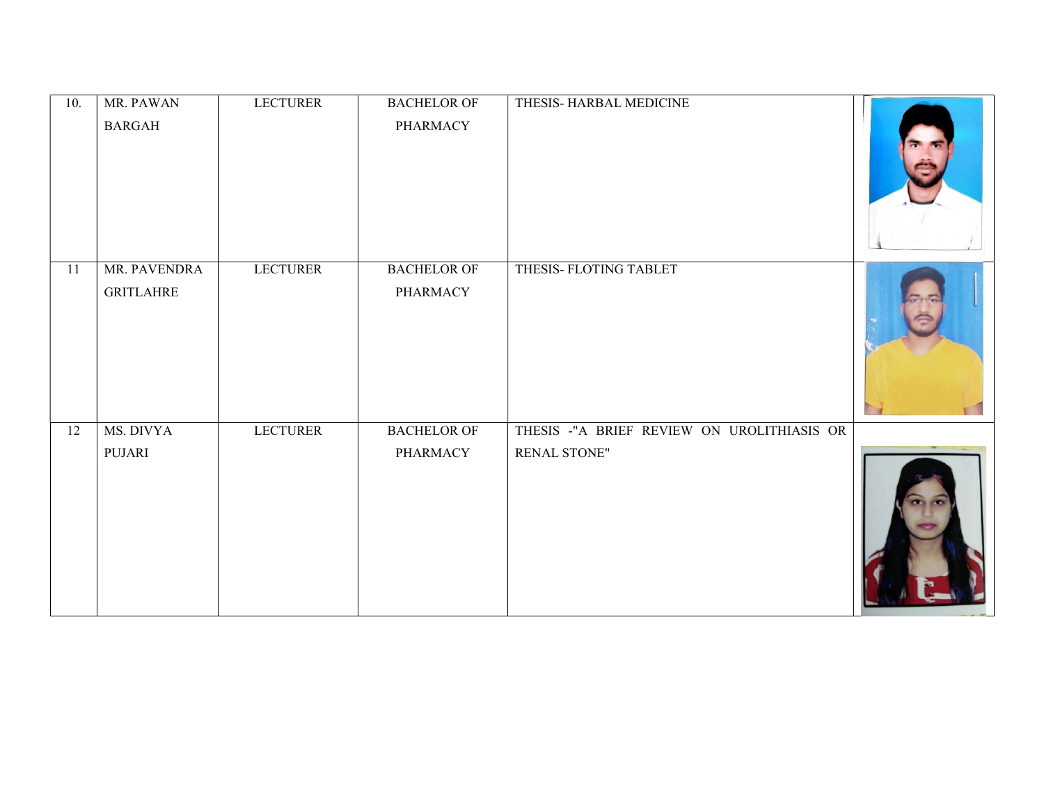| 10. | MR. PAWAN BARGAH | LECTURER | BACHELOR OF PHARMACY | THESIS- HARBAL MEDICINE | |
|---|---|---|---|---|---|
| 11 | MR. PAVENDRA GRITLAHRE | LECTURER | BACHELOR OF PHARMACY | THESIS- FLOTING TABLET | |
| 12 | MS. DIVYA PUJARI | LECTURER | BACHELOR OF PHARMACY | THESIS -"A BRIEF REVIEW ON UROLITHIASIS OR RENAL STONE" | |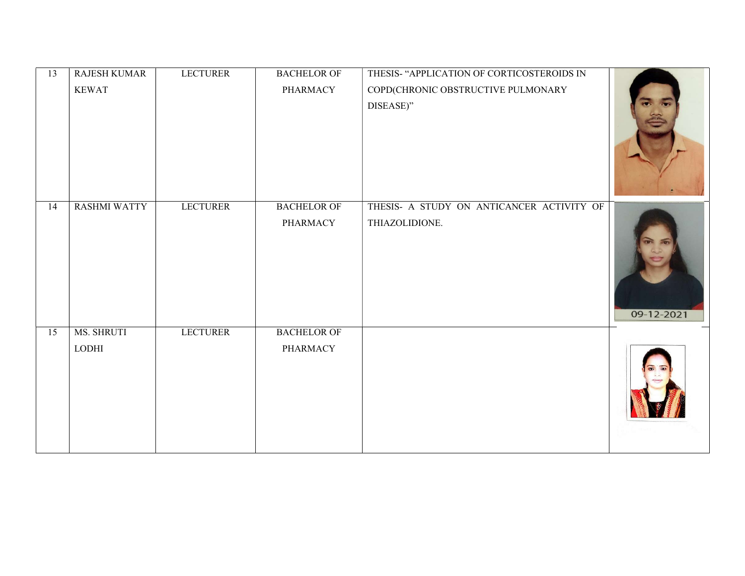| 13 | RAJESH KUMAR KEWAT | LECTURER | BACHELOR OF PHARMACY | THESIS- "APPLICATION OF CORTICOSTEROIDS IN COPD(CHRONIC OBSTRUCTIVE PULMONARY DISEASE)" | |
|---|---|---|---|---|---|
| 14 | RASHMI WATTY | LECTURER | BACHELOR OF PHARMACY | THESIS- A STUDY ON ANTICANCER ACTIVITY OF THIAZOLIDIONE. | 09-12-2021 |
| 15 | MS. SHRUTI LODHI | LECTURER | BACHELOR OF PHARMACY | | |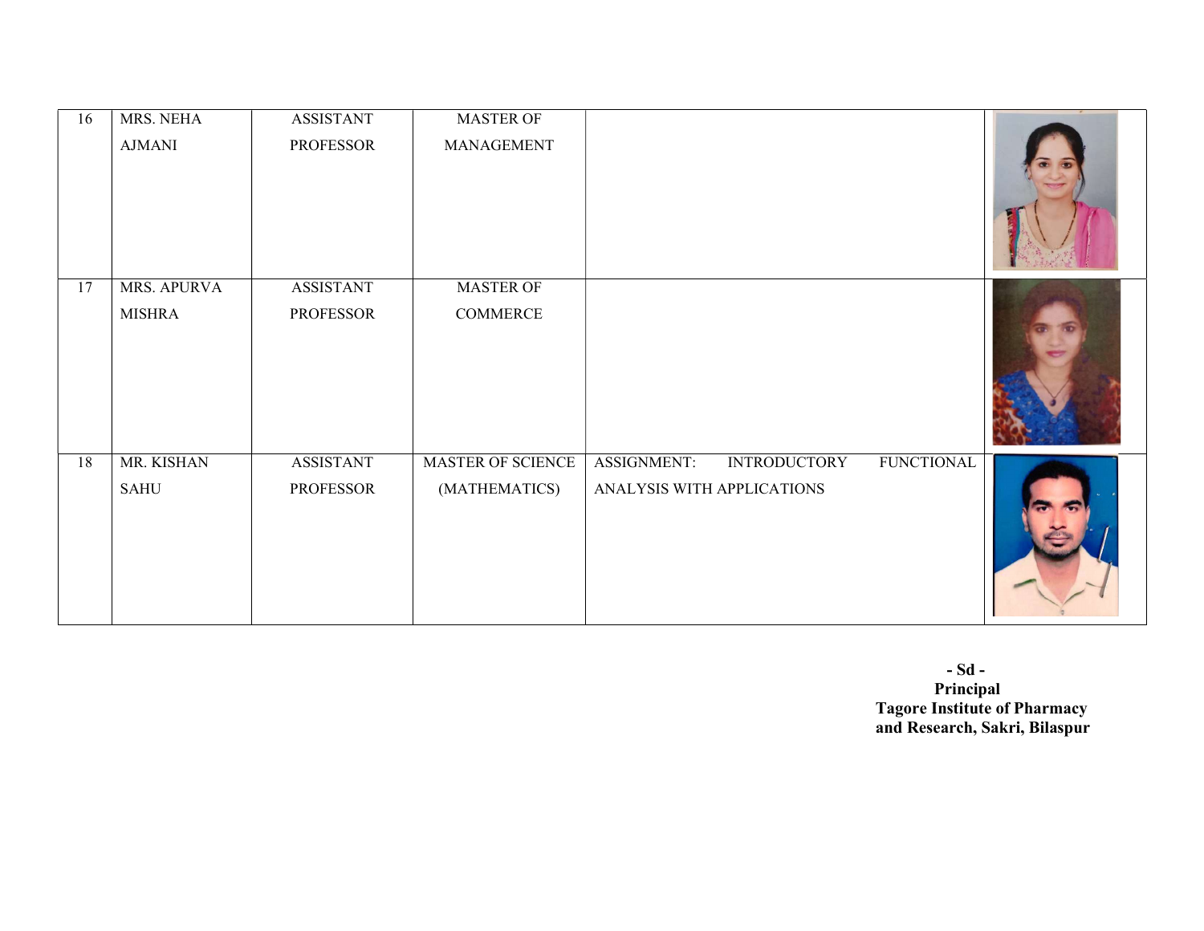| | | | | | |
|---|---|---|---|---|---|
| 16 | MRS. NEHA AJMANI | ASSISTANT PROFESSOR | MASTER OF MANAGEMENT | | |
| 17 | MRS. APURVA MISHRA | ASSISTANT PROFESSOR | MASTER OF COMMERCE | | |
| 18 | MR. KISHAN SAHU | ASSISTANT PROFESSOR | MASTER OF SCIENCE (MATHEMATICS) | ASSIGNMENT: INTRODUCTORY FUNCTIONAL ANALYSIS WITH APPLICATIONS | |

**- Sd -**
**Principal**
**Tagore Institute of Pharmacy and Research, Sakri, Bilaspur**